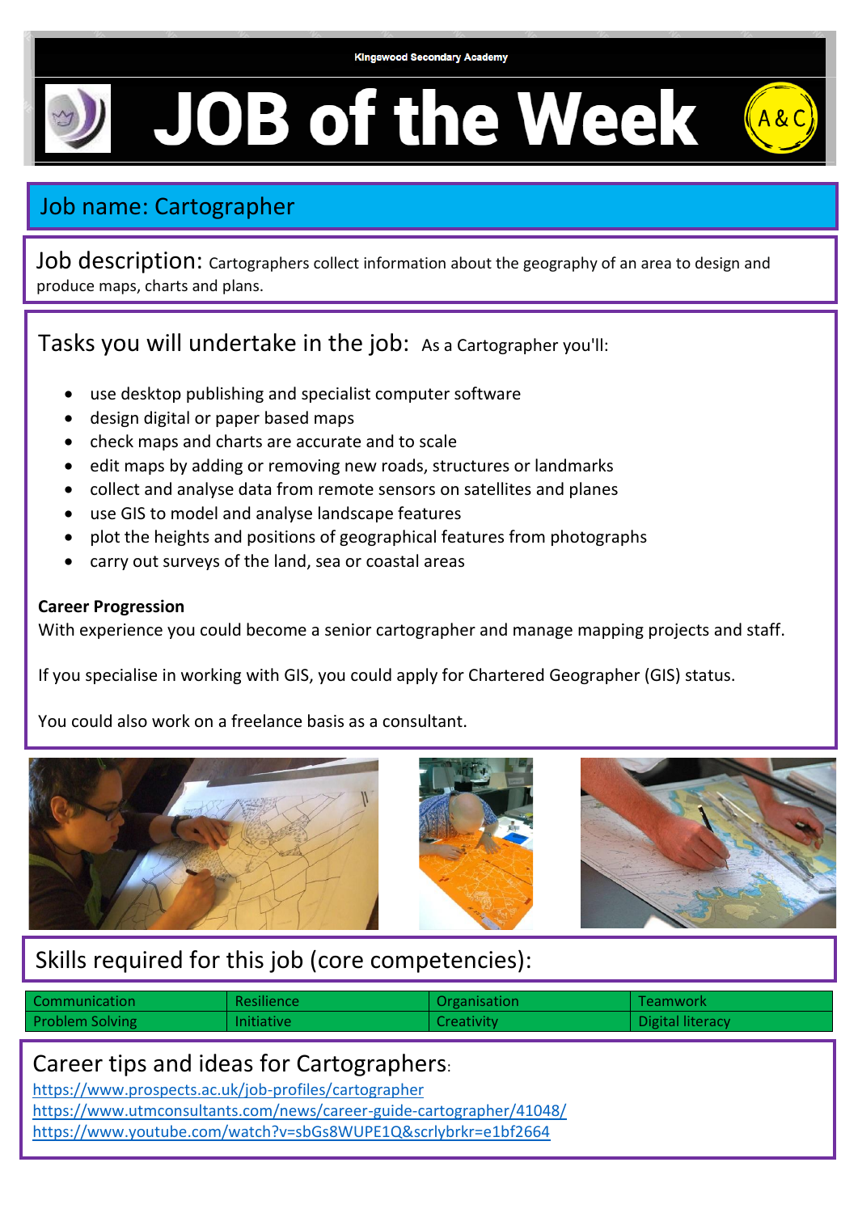Kingswood Secondary Academy

# JOB of the Week

## Job name: Cartographer

**Job description:** Cartographers collect information about the geography of an area to design and produce maps, charts and plans.

## Tasks you will undertake in the job: As a Cartographer you'll:

- use desktop publishing and specialist computer software
- design digital or paper based maps
- check maps and charts are accurate and to scale
- edit maps by adding or removing new roads, structures or landmarks
- collect and analyse data from remote sensors on satellites and planes
- use GIS to model and analyse landscape features
- plot the heights and positions of geographical features from photographs
- carry out surveys of the land, sea or coastal areas

**Career Progression**

With experience you could become a senior cartographer and manage mapping projects and staff.

If you specialise in working with GIS, you could apply for Chartered Geographer (GIS) status.

You could also work on a freelance basis as a consultant.

## Skills required for this job (core competencies):

| Communication | Resilience | Organisation | Teamwork |
|---|---|---|---|
| Problem Solving | Initiative | Creativity | Digital literacy |

## Career tips and ideas for Cartographers:

https://www.prospects.ac.uk/job-profiles/cartographer
https://www.utmconsultants.com/news/career-guide-cartographer/41048/
https://www.youtube.com/watch?v=sbGs8WUPE1Q&scrlybrkr=e1bf2664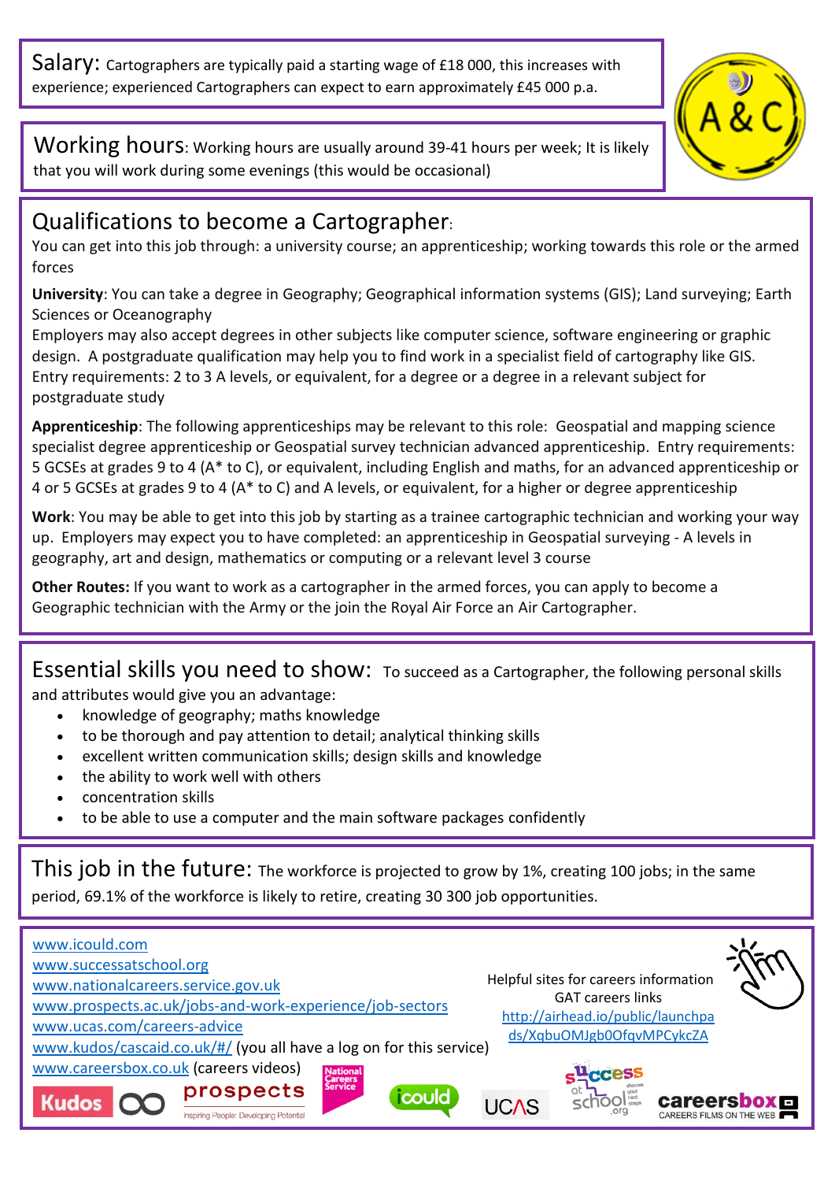**Salary:** Cartographers are typically paid a starting wage of £18 000, this increases with experience; experienced Cartographers can expect to earn approximately £45 000 p.a.

**Working hours:** Working hours are usually around 39-41 hours per week; It is likely that you will work during some evenings (this would be occasional)

## Qualifications to become a Cartographer:

You can get into this job through: a university course; an apprenticeship; working towards this role or the armed forces

**University**: You can take a degree in Geography; Geographical information systems (GIS); Land surveying; Earth Sciences or Oceanography

Employers may also accept degrees in other subjects like computer science, software engineering or graphic design. A postgraduate qualification may help you to find work in a specialist field of cartography like GIS. Entry requirements: 2 to 3 A levels, or equivalent, for a degree or a degree in a relevant subject for postgraduate study

**Apprenticeship**: The following apprenticeships may be relevant to this role: Geospatial and mapping science specialist degree apprenticeship or Geospatial survey technician advanced apprenticeship. Entry requirements: 5 GCSEs at grades 9 to 4 (A* to C), or equivalent, including English and maths, for an advanced apprenticeship or 4 or 5 GCSEs at grades 9 to 4 (A* to C) and A levels, or equivalent, for a higher or degree apprenticeship

**Work**: You may be able to get into this job by starting as a trainee cartographic technician and working your way up. Employers may expect you to have completed: an apprenticeship in Geospatial surveying - A levels in geography, art and design, mathematics or computing or a relevant level 3 course

**Other Routes:** If you want to work as a cartographer in the armed forces, you can apply to become a Geographic technician with the Army or the join the Royal Air Force an Air Cartographer.

## Essential skills you need to show:

To succeed as a Cartographer, the following personal skills and attributes would give you an advantage:

- knowledge of geography; maths knowledge
- to be thorough and pay attention to detail; analytical thinking skills
- excellent written communication skills; design skills and knowledge
- the ability to work well with others
- concentration skills
- to be able to use a computer and the main software packages confidently

## This job in the future:

The workforce is projected to grow by 1%, creating 100 jobs; in the same period, 69.1% of the workforce is likely to retire, creating 30 300 job opportunities.

www.icould.com
www.successatschool.org
www.nationalcareers.service.gov.uk
www.prospects.ac.uk/jobs-and-work-experience/job-sectors
www.ucas.com/careers-advice
www.kudos/cascaid.co.uk/#/ (you all have a log on for this service)
www.careersbox.co.uk (careers videos)

Helpful sites for careers information

GAT careers links

http://airhead.io/public/launchpads/XqbuOMJgb0OfqvMPCykcZA